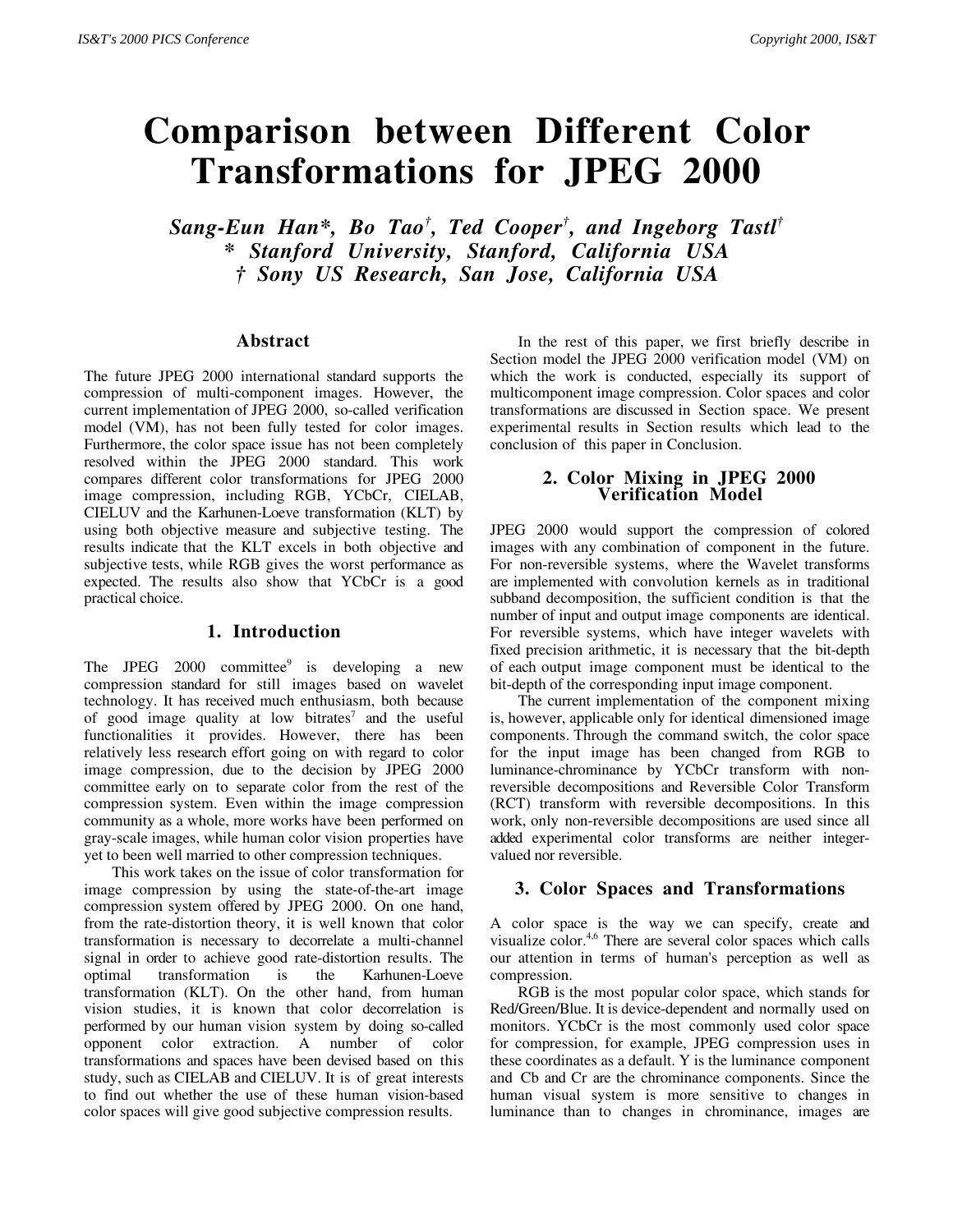# Comparison between Different Color Transformations for JPEG 2000

***Sang-Eun Han\*, Bo Tao†, Ted Cooper†, and Ingeborg Tastl†***
***\* Stanford University, Stanford, California USA***
***† Sony US Research, San Jose, California USA***

## Abstract

The future JPEG 2000 international standard supports the compression of multi-component images. However, the current implementation of JPEG 2000, so-called verification model (VM), has not been fully tested for color images. Furthermore, the color space issue has not been completely resolved within the JPEG 2000 standard. This work compares different color transformations for JPEG 2000 image compression, including RGB, YCbCr, CIELAB, CIELUV and the Karhunen-Loeve transformation (KLT) by using both objective measure and subjective testing. The results indicate that the KLT excels in both objective and subjective tests, while RGB gives the worst performance as expected. The results also show that YCbCr is a good practical choice.

## 1. Introduction

The JPEG 2000 committee[9] is developing a new compression standard for still images based on wavelet technology. It has received much enthusiasm, both because of good image quality at low bitrates[7] and the useful functionalities it provides. However, there has been relatively less research effort going on with regard to color image compression, due to the decision by JPEG 2000 committee early on to separate color from the rest of the compression system. Even within the image compression community as a whole, more works have been performed on gray-scale images, while human color vision properties have yet to been well married to other compression techniques.

This work takes on the issue of color transformation for image compression by using the state-of-the-art image compression system offered by JPEG 2000. On one hand, from the rate-distortion theory, it is well known that color transformation is necessary to decorrelate a multi-channel signal in order to achieve good rate-distortion results. The optimal transformation is the Karhunen-Loeve transformation (KLT). On the other hand, from human vision studies, it is known that color decorrelation is performed by our human vision system by doing so-called opponent color extraction. A number of color transformations and spaces have been devised based on this study, such as CIELAB and CIELUV. It is of great interests to find out whether the use of these human vision-based color spaces will give good subjective compression results.

In the rest of this paper, we first briefly describe in Section model the JPEG 2000 verification model (VM) on which the work is conducted, especially its support of multicomponent image compression. Color spaces and color transformations are discussed in Section space. We present experimental results in Section results which lead to the conclusion of this paper in Conclusion.

## 2. Color Mixing in JPEG 2000 Verification Model

JPEG 2000 would support the compression of colored images with any combination of component in the future. For non-reversible systems, where the Wavelet transforms are implemented with convolution kernels as in traditional subband decomposition, the sufficient condition is that the number of input and output image components are identical. For reversible systems, which have integer wavelets with fixed precision arithmetic, it is necessary that the bit-depth of each output image component must be identical to the bit-depth of the corresponding input image component.

The current implementation of the component mixing is, however, applicable only for identical dimensioned image components. Through the command switch, the color space for the input image has been changed from RGB to luminance-chrominance by YCbCr transform with non-reversible decompositions and Reversible Color Transform (RCT) transform with reversible decompositions. In this work, only non-reversible decompositions are used since all added experimental color transforms are neither integer-valued nor reversible.

## 3. Color Spaces and Transformations

A color space is the way we can specify, create and visualize color.[4,6] There are several color spaces which calls our attention in terms of human's perception as well as compression.

RGB is the most popular color space, which stands for Red/Green/Blue. It is device-dependent and normally used on monitors. YCbCr is the most commonly used color space for compression, for example, JPEG compression uses in these coordinates as a default. Y is the luminance component and Cb and Cr are the chrominance components. Since the human visual system is more sensitive to changes in luminance than to changes in chrominance, images are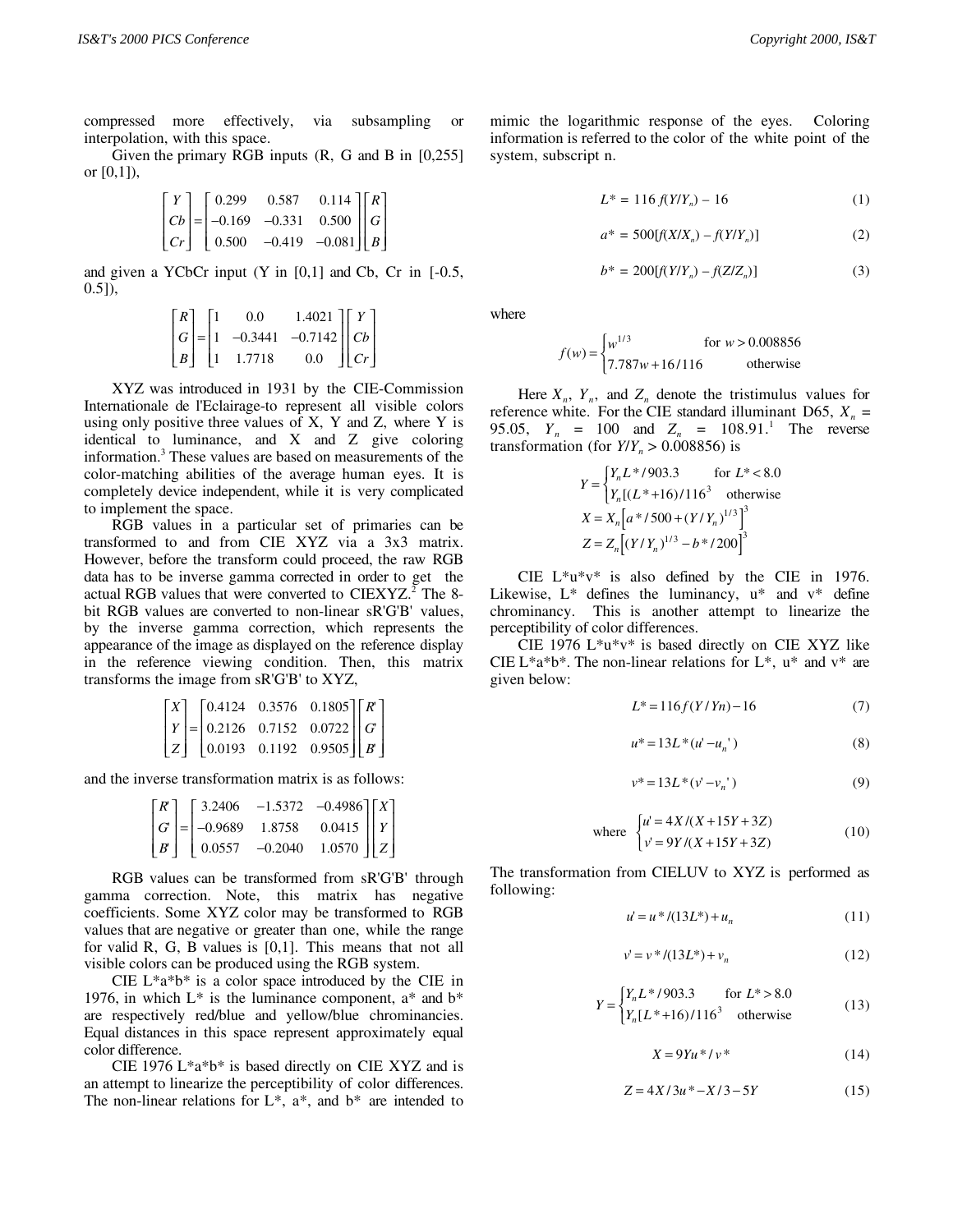compressed more effectively, via subsampling or interpolation, with this space.

Given the primary RGB inputs (R, G and B in [0,255] or [0,1]),

$$\begin{bmatrix} Y \\ Cb \\ Cr \end{bmatrix} = \begin{bmatrix} 0.299 & 0.587 & 0.114 \\ -0.169 & -0.331 & 0.500 \\ 0.500 & -0.419 & -0.081 \end{bmatrix} \begin{bmatrix} R \\ G \\ B \end{bmatrix}$$

and given a YCbCr input (Y in [0,1] and Cb, Cr in [-0.5, 0.5]),

$$\begin{bmatrix} R \\ G \\ B \end{bmatrix} = \begin{bmatrix} 1 & 0.0 & 1.4021 \\ 1 & -0.3441 & -0.7142 \\ 1 & 1.7718 & 0.0 \end{bmatrix} \begin{bmatrix} Y \\ Cb \\ Cr \end{bmatrix}$$

XYZ was introduced in 1931 by the CIE-Commission Internationale de l'Eclairage-to represent all visible colors using only positive three values of X, Y and Z, where Y is identical to luminance, and X and Z give coloring information.[3] These values are based on measurements of the color-matching abilities of the average human eyes. It is completely device independent, while it is very complicated to implement the space.

RGB values in a particular set of primaries can be transformed to and from CIE XYZ via a 3x3 matrix. However, before the transform could proceed, the raw RGB data has to be inverse gamma corrected in order to get the actual RGB values that were converted to CIEXYZ.[2] The 8-bit RGB values are converted to non-linear sR'G'B' values, by the inverse gamma correction, which represents the appearance of the image as displayed on the reference display in the reference viewing condition. Then, this matrix transforms the image from sR'G'B' to XYZ,

$$\begin{bmatrix} X \\ Y \\ Z \end{bmatrix} = \begin{bmatrix} 0.4124 & 0.3576 & 0.1805 \\ 0.2126 & 0.7152 & 0.0722 \\ 0.0193 & 0.1192 & 0.9505 \end{bmatrix} \begin{bmatrix} R' \\ G' \\ B' \end{bmatrix}$$

and the inverse transformation matrix is as follows:

$$\begin{bmatrix} R' \\ G' \\ B' \end{bmatrix} = \begin{bmatrix} 3.2406 & -1.5372 & -0.4986 \\ -0.9689 & 1.8758 & 0.0415 \\ 0.0557 & -0.2040 & 1.0570 \end{bmatrix} \begin{bmatrix} X \\ Y \\ Z \end{bmatrix}$$

RGB values can be transformed from sR'G'B' through gamma correction. Note, this matrix has negative coefficients. Some XYZ color may be transformed to RGB values that are negative or greater than one, while the range for valid R, G, B values is [0,1]. This means that not all visible colors can be produced using the RGB system.

CIE L\*a\*b\* is a color space introduced by the CIE in 1976, in which L\* is the luminance component, a\* and b\* are respectively red/blue and yellow/blue chrominancies. Equal distances in this space represent approximately equal color difference.

CIE 1976 L\*a\*b\* is based directly on CIE XYZ and is an attempt to linearize the perceptibility of color differences. The non-linear relations for L\*, a\*, and b\* are intended to mimic the logarithmic response of the eyes. Coloring information is referred to the color of the white point of the system, subscript n.

$$L^* = 116\, f(Y/Y_n) - 16 \tag{1}$$

$$a^* = 500[f(X/X_n) - f(Y/Y_n)] \tag{2}$$

$$b^* = 200[f(Y/Y_n) - f(Z/Z_n)] \tag{3}$$

where

$$f(w) = \begin{cases} w^{1/3} & \text{for } w > 0.008856 \\ 7.787w + 16/116 & \text{otherwise} \end{cases}$$

Here $X_n$, $Y_n$, and $Z_n$ denote the tristimulus values for reference white. For the CIE standard illuminant D65, $X_n$ = 95.05, $Y_n$ = 100 and $Z_n$ = 108.91.[1] The reverse transformation (for $Y/Y_n > 0.008856$) is

$$Y = \begin{cases} Y_n L^*/903.3 & \text{for } L^* < 8.0 \\ Y_n[(L^*+16)/116^3 & \text{otherwise} \end{cases}$$

$$X = X_n\left[a^*/500 + (Y/Y_n)^{1/3}\right]^3$$

$$Z = Z_n\left[(Y/Y_n)^{1/3} - b^*/200\right]^3$$

CIE L\*u\*v\* is also defined by the CIE in 1976. Likewise, L\* defines the luminancy, u\* and v\* define chrominancy. This is another attempt to linearize the perceptibility of color differences.

CIE 1976 L\*u\*v\* is based directly on CIE XYZ like CIE L\*a\*b\*. The non-linear relations for L\*, u\* and v\* are given below:

$$L^* = 116 f(Y/Yn) - 16 \tag{7}$$

$$u^* = 13L^*(u' - u_n') \tag{8}$$

$$v^* = 13L^*(v' - v_n') \tag{9}$$

$$\text{where } \begin{cases} u' = 4X/(X+15Y+3Z) \\ v' = 9Y/(X+15Y+3Z) \end{cases} \tag{10}$$

The transformation from CIELUV to XYZ is performed as following:

$$u' = u^*/(13L^*) + u_n \tag{11}$$

$$v' = v^*/(13L^*) + v_n \tag{12}$$

$$Y = \begin{cases} Y_n L^*/903.3 & \text{for } L^* > 8.0 \\ Y_n[L^*+16)/116^3 & \text{otherwise} \end{cases} \tag{13}$$

$$X = 9Yu^*/v^* \tag{14}$$

$$Z = 4X/3u^* - X/3 - 5Y \tag{15}$$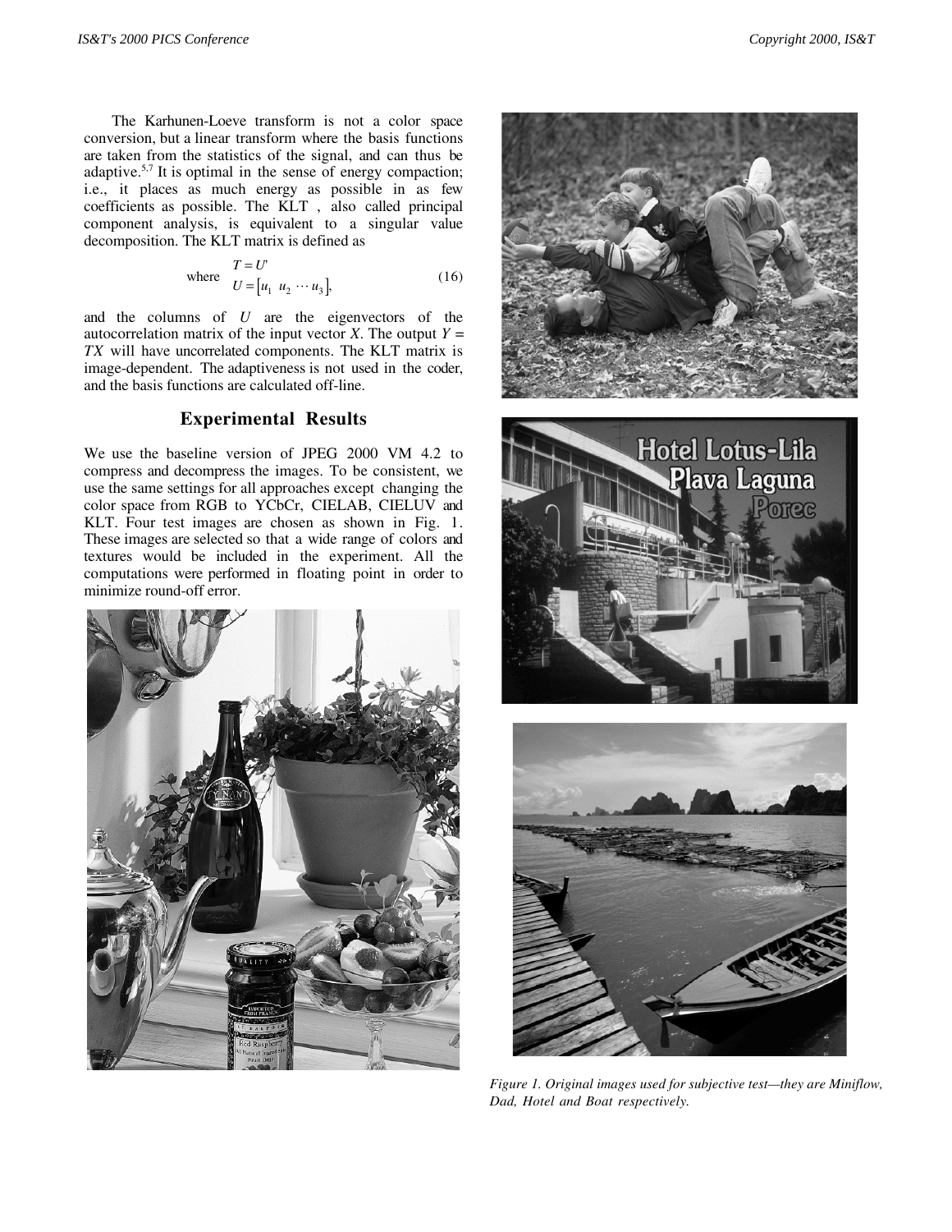The Karhunen-Loeve transform is not a color space conversion, but a linear transform where the basis functions are taken from the statistics of the signal, and can thus be adaptive.[5,7] It is optimal in the sense of energy compaction; i.e., it places as much energy as possible in as few coefficients as possible. The KLT , also called principal component analysis, is equivalent to a singular value decomposition. The KLT matrix is defined as

$$\text{where} \quad \begin{aligned} T &= U' \\ U &= \left[u_1 \;\; u_2 \;\cdots\; u_3\right], \end{aligned} \tag{16}$$

and the columns of $U$ are the eigenvectors of the autocorrelation matrix of the input vector $X$. The output $Y = TX$ will have uncorrelated components. The KLT matrix is image-dependent. The adaptiveness is not used in the coder, and the basis functions are calculated off-line.

## Experimental Results

We use the baseline version of JPEG 2000 VM 4.2 to compress and decompress the images. To be consistent, we use the same settings for all approaches except changing the color space from RGB to YCbCr, CIELAB, CIELUV and KLT. Four test images are chosen as shown in Fig. 1. These images are selected so that a wide range of colors and textures would be included in the experiment. All the computations were performed in floating point in order to minimize round-off error.

*Figure 1. Original images used for subjective test—they are Miniflow, Dad, Hotel and Boat respectively.*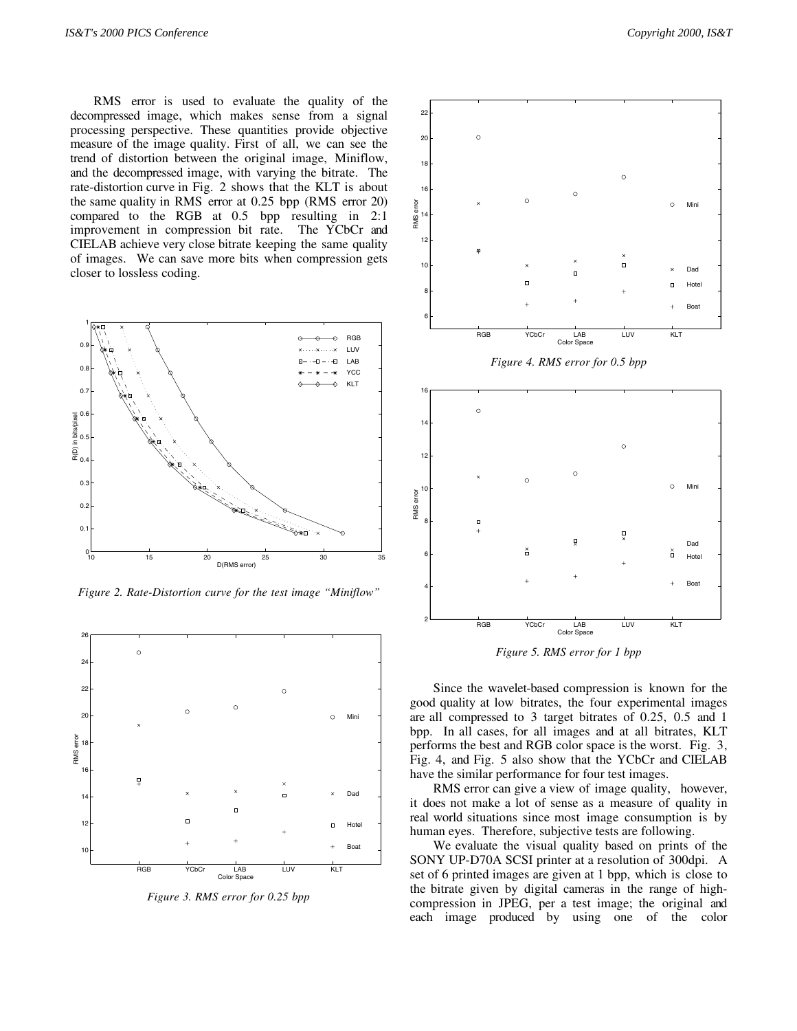RMS error is used to evaluate the quality of the decompressed image, which makes sense from a signal processing perspective. These quantities provide objective measure of the image quality. First of all, we can see the trend of distortion between the original image, Miniflow, and the decompressed image, with varying the bitrate. The rate-distortion curve in Fig. 2 shows that the KLT is about the same quality in RMS error at 0.25 bpp (RMS error 20) compared to the RGB at 0.5 bpp resulting in 2:1 improvement in compression bit rate. The YCbCr and CIELAB achieve very close bitrate keeping the same quality of images. We can save more bits when compression gets closer to lossless coding.

*Figure 2. Rate-Distortion curve for the test image "Miniflow"*

*Figure 3. RMS error for 0.25 bpp*

*Figure 4. RMS error for 0.5 bpp*

*Figure 5. RMS error for 1 bpp*

Since the wavelet-based compression is known for the good quality at low bitrates, the four experimental images are all compressed to 3 target bitrates of 0.25, 0.5 and 1 bpp. In all cases, for all images and at all bitrates, KLT performs the best and RGB color space is the worst. Fig. 3, Fig. 4, and Fig. 5 also show that the YCbCr and CIELAB have the similar performance for four test images.

RMS error can give a view of image quality, however, it does not make a lot of sense as a measure of quality in real world situations since most image consumption is by human eyes. Therefore, subjective tests are following.

We evaluate the visual quality based on prints of the SONY UP-D70A SCSI printer at a resolution of 300dpi. A set of 6 printed images are given at 1 bpp, which is close to the bitrate given by digital cameras in the range of high-compression in JPEG, per a test image; the original and each image produced by using one of the color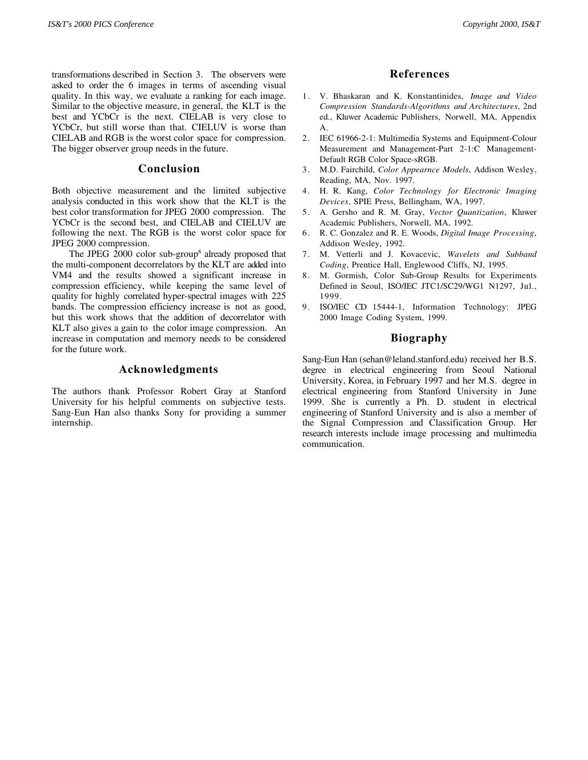transformations described in Section 3. The observers were asked to order the 6 images in terms of ascending visual quality. In this way, we evaluate a ranking for each image. Similar to the objective measure, in general, the KLT is the best and YCbCr is the next. CIELAB is very close to YCbCr, but still worse than that. CIELUV is worse than CIELAB and RGB is the worst color space for compression. The bigger observer group needs in the future.

## Conclusion

Both objective measurement and the limited subjective analysis conducted in this work show that the KLT is the best color transformation for JPEG 2000 compression. The YCbCr is the second best, and CIELAB and CIELUV are following the next. The RGB is the worst color space for JPEG 2000 compression.

The JPEG 2000 color sub-group[8] already proposed that the multi-component decorrelators by the KLT are added into VM4 and the results showed a significant increase in compression efficiency, while keeping the same level of quality for highly correlated hyper-spectral images with 225 bands. The compression efficiency increase is not as good, but this work shows that the addition of decorrelator with KLT also gives a gain to the color image compression. An increase in computation and memory needs to be considered for the future work.

## Acknowledgments

The authors thank Professor Robert Gray at Stanford University for his helpful comments on subjective tests. Sang-Eun Han also thanks Sony for providing a summer internship.

## References

1. V. Bhaskaran and K. Konstantinides, *Image and Video Compression Standards-Algorithms and Architectures*, 2nd ed., Kluwer Academic Publishers, Norwell, MA, Appendix A.
2. IEC 61966-2-1: Multimedia Systems and Equipment-Colour Measurement and Management-Part 2-1:C Management-Default RGB Color Space-sRGB.
3. M.D. Fairchild, *Color Appearnce Models*, Addison Wesley, Reading, MA, Nov. 1997.
4. H. R. Kang, *Color Technology for Electronic Imaging Devices*, SPIE Press, Bellingham, WA, 1997.
5. A. Gersho and R. M. Gray, *Vector Quantization*, Kluwer Academic Publishers, Norwell, MA, 1992.
6. R. C. Gonzalez and R. E. Woods, *Digital Image Processing*, Addison Wesley, 1992.
7. M. Vetterli and J. Kovacevic, *Wavelets and Subband Coding*, Prentice Hall, Englewood Cliffs, NJ, 1995.
8. M. Gormish, Color Sub-Group Results for Experiments Defined in Seoul, ISO/IEC JTC1/SC29/WG1 N1297, Jul., 1999.
9. ISO/IEC CD 15444-1, Information Technology: JPEG 2000 Image Coding System, 1999.

## Biography

Sang-Eun Han (sehan@leland.stanford.edu) received her B.S. degree in electrical engineering from Seoul National University, Korea, in February 1997 and her M.S. degree in electrical engineering from Stanford University in June 1999. She is currently a Ph. D. student in electrical engineering of Stanford University and is also a member of the Signal Compression and Classification Group. Her research interests include image processing and multimedia communication.